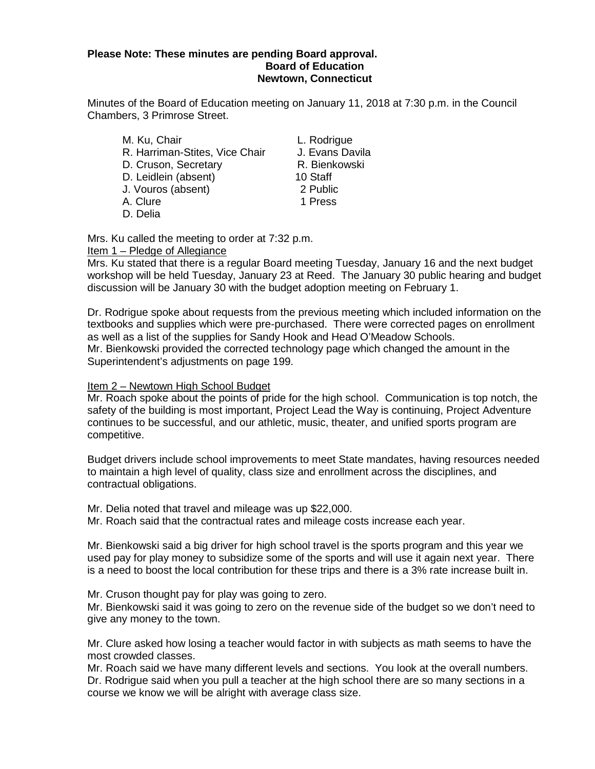**Please Note: These minutes are pending Board approval.**

**Board of Education**
**Newtown, Connecticut**

Minutes of the Board of Education meeting on January 11, 2018 at 7:30 p.m. in the Council Chambers, 3 Primrose Street.

| | |
|---|---|
| M. Ku, Chair | L. Rodrigue |
| R. Harriman-Stites, Vice Chair | J. Evans Davila |
| D. Cruson, Secretary | R. Bienkowski |
| D. Leidlein (absent) | 10 Staff |
| J. Vouros (absent) | 2 Public |
| A. Clure | 1 Press |
| D. Delia | |

Mrs. Ku called the meeting to order at 7:32 p.m.

Item 1 – Pledge of Allegiance

Mrs. Ku stated that there is a regular Board meeting Tuesday, January 16 and the next budget workshop will be held Tuesday, January 23 at Reed. The January 30 public hearing and budget discussion will be January 30 with the budget adoption meeting on February 1.

Dr. Rodrigue spoke about requests from the previous meeting which included information on the textbooks and supplies which were pre-purchased. There were corrected pages on enrollment as well as a list of the supplies for Sandy Hook and Head O'Meadow Schools.
Mr. Bienkowski provided the corrected technology page which changed the amount in the Superintendent's adjustments on page 199.

Item 2 – Newtown High School Budget

Mr. Roach spoke about the points of pride for the high school. Communication is top notch, the safety of the building is most important, Project Lead the Way is continuing, Project Adventure continues to be successful, and our athletic, music, theater, and unified sports program are competitive.

Budget drivers include school improvements to meet State mandates, having resources needed to maintain a high level of quality, class size and enrollment across the disciplines, and contractual obligations.

Mr. Delia noted that travel and mileage was up $22,000.
Mr. Roach said that the contractual rates and mileage costs increase each year.

Mr. Bienkowski said a big driver for high school travel is the sports program and this year we used pay for play money to subsidize some of the sports and will use it again next year. There is a need to boost the local contribution for these trips and there is a 3% rate increase built in.

Mr. Cruson thought pay for play was going to zero.
Mr. Bienkowski said it was going to zero on the revenue side of the budget so we don't need to give any money to the town.

Mr. Clure asked how losing a teacher would factor in with subjects as math seems to have the most crowded classes.
Mr. Roach said we have many different levels and sections. You look at the overall numbers.
Dr. Rodrigue said when you pull a teacher at the high school there are so many sections in a course we know we will be alright with average class size.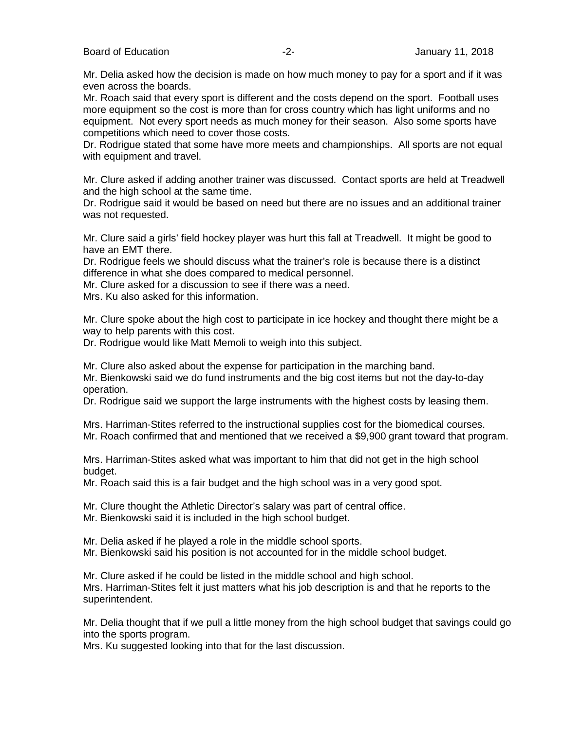Mr. Delia asked how the decision is made on how much money to pay for a sport and if it was even across the boards.
Mr. Roach said that every sport is different and the costs depend on the sport. Football uses more equipment so the cost is more than for cross country which has light uniforms and no equipment. Not every sport needs as much money for their season. Also some sports have competitions which need to cover those costs.
Dr. Rodrigue stated that some have more meets and championships. All sports are not equal with equipment and travel.

Mr. Clure asked if adding another trainer was discussed. Contact sports are held at Treadwell and the high school at the same time.
Dr. Rodrigue said it would be based on need but there are no issues and an additional trainer was not requested.

Mr. Clure said a girls' field hockey player was hurt this fall at Treadwell. It might be good to have an EMT there.
Dr. Rodrigue feels we should discuss what the trainer's role is because there is a distinct difference in what she does compared to medical personnel.
Mr. Clure asked for a discussion to see if there was a need.
Mrs. Ku also asked for this information.

Mr. Clure spoke about the high cost to participate in ice hockey and thought there might be a way to help parents with this cost.
Dr. Rodrigue would like Matt Memoli to weigh into this subject.

Mr. Clure also asked about the expense for participation in the marching band.
Mr. Bienkowski said we do fund instruments and the big cost items but not the day-to-day operation.
Dr. Rodrigue said we support the large instruments with the highest costs by leasing them.

Mrs. Harriman-Stites referred to the instructional supplies cost for the biomedical courses.
Mr. Roach confirmed that and mentioned that we received a $9,900 grant toward that program.

Mrs. Harriman-Stites asked what was important to him that did not get in the high school budget.
Mr. Roach said this is a fair budget and the high school was in a very good spot.

Mr. Clure thought the Athletic Director's salary was part of central office.
Mr. Bienkowski said it is included in the high school budget.

Mr. Delia asked if he played a role in the middle school sports.
Mr. Bienkowski said his position is not accounted for in the middle school budget.

Mr. Clure asked if he could be listed in the middle school and high school.
Mrs. Harriman-Stites felt it just matters what his job description is and that he reports to the superintendent.

Mr. Delia thought that if we pull a little money from the high school budget that savings could go into the sports program.
Mrs. Ku suggested looking into that for the last discussion.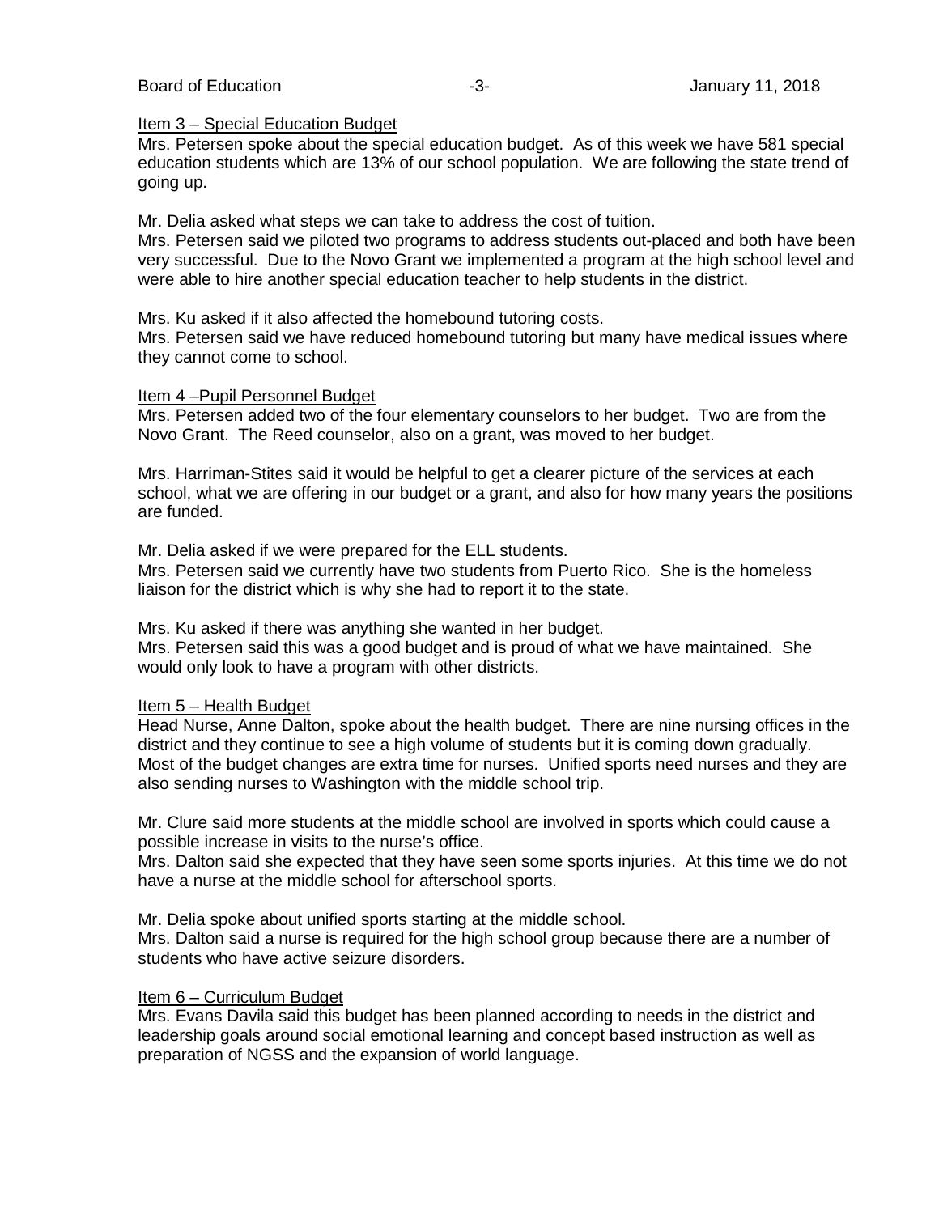Item 3 – Special Education Budget

Mrs. Petersen spoke about the special education budget. As of this week we have 581 special education students which are 13% of our school population. We are following the state trend of going up.

Mr. Delia asked what steps we can take to address the cost of tuition.
Mrs. Petersen said we piloted two programs to address students out-placed and both have been very successful. Due to the Novo Grant we implemented a program at the high school level and were able to hire another special education teacher to help students in the district.

Mrs. Ku asked if it also affected the homebound tutoring costs.
Mrs. Petersen said we have reduced homebound tutoring but many have medical issues where they cannot come to school.

Item 4 –Pupil Personnel Budget

Mrs. Petersen added two of the four elementary counselors to her budget. Two are from the Novo Grant. The Reed counselor, also on a grant, was moved to her budget.

Mrs. Harriman-Stites said it would be helpful to get a clearer picture of the services at each school, what we are offering in our budget or a grant, and also for how many years the positions are funded.

Mr. Delia asked if we were prepared for the ELL students.
Mrs. Petersen said we currently have two students from Puerto Rico. She is the homeless liaison for the district which is why she had to report it to the state.

Mrs. Ku asked if there was anything she wanted in her budget.
Mrs. Petersen said this was a good budget and is proud of what we have maintained. She would only look to have a program with other districts.

Item 5 – Health Budget

Head Nurse, Anne Dalton, spoke about the health budget. There are nine nursing offices in the district and they continue to see a high volume of students but it is coming down gradually. Most of the budget changes are extra time for nurses. Unified sports need nurses and they are also sending nurses to Washington with the middle school trip.

Mr. Clure said more students at the middle school are involved in sports which could cause a possible increase in visits to the nurse's office.
Mrs. Dalton said she expected that they have seen some sports injuries. At this time we do not have a nurse at the middle school for afterschool sports.

Mr. Delia spoke about unified sports starting at the middle school.
Mrs. Dalton said a nurse is required for the high school group because there are a number of students who have active seizure disorders.

Item 6 – Curriculum Budget

Mrs. Evans Davila said this budget has been planned according to needs in the district and leadership goals around social emotional learning and concept based instruction as well as preparation of NGSS and the expansion of world language.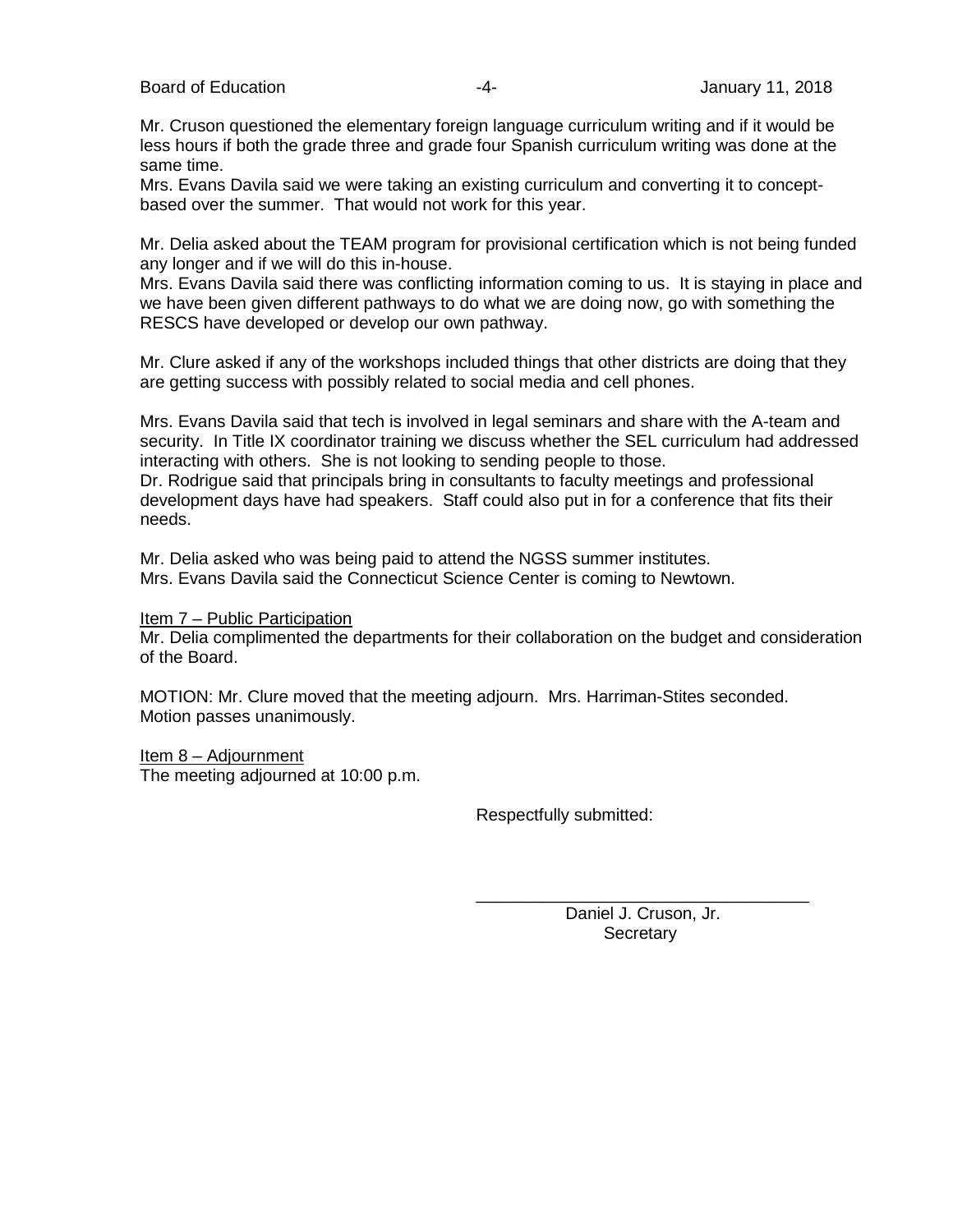Mr. Cruson questioned the elementary foreign language curriculum writing and if it would be less hours if both the grade three and grade four Spanish curriculum writing was done at the same time.
Mrs. Evans Davila said we were taking an existing curriculum and converting it to concept-based over the summer. That would not work for this year.

Mr. Delia asked about the TEAM program for provisional certification which is not being funded any longer and if we will do this in-house.
Mrs. Evans Davila said there was conflicting information coming to us. It is staying in place and we have been given different pathways to do what we are doing now, go with something the RESCS have developed or develop our own pathway.

Mr. Clure asked if any of the workshops included things that other districts are doing that they are getting success with possibly related to social media and cell phones.

Mrs. Evans Davila said that tech is involved in legal seminars and share with the A-team and security. In Title IX coordinator training we discuss whether the SEL curriculum had addressed interacting with others. She is not looking to sending people to those.
Dr. Rodrigue said that principals bring in consultants to faculty meetings and professional development days have had speakers. Staff could also put in for a conference that fits their needs.

Mr. Delia asked who was being paid to attend the NGSS summer institutes.
Mrs. Evans Davila said the Connecticut Science Center is coming to Newtown.

<u>Item 7 – Public Participation</u>
Mr. Delia complimented the departments for their collaboration on the budget and consideration of the Board.

MOTION: Mr. Clure moved that the meeting adjourn. Mrs. Harriman-Stites seconded.
Motion passes unanimously.

<u>Item 8 – Adjournment</u>
The meeting adjourned at 10:00 p.m.

Respectfully submitted:

\_\_\_\_\_\_\_\_\_\_\_\_\_\_\_\_\_\_\_\_\_\_\_\_\_\_\_\_\_\_\_\_\_\_\_\_
Daniel J. Cruson, Jr.
Secretary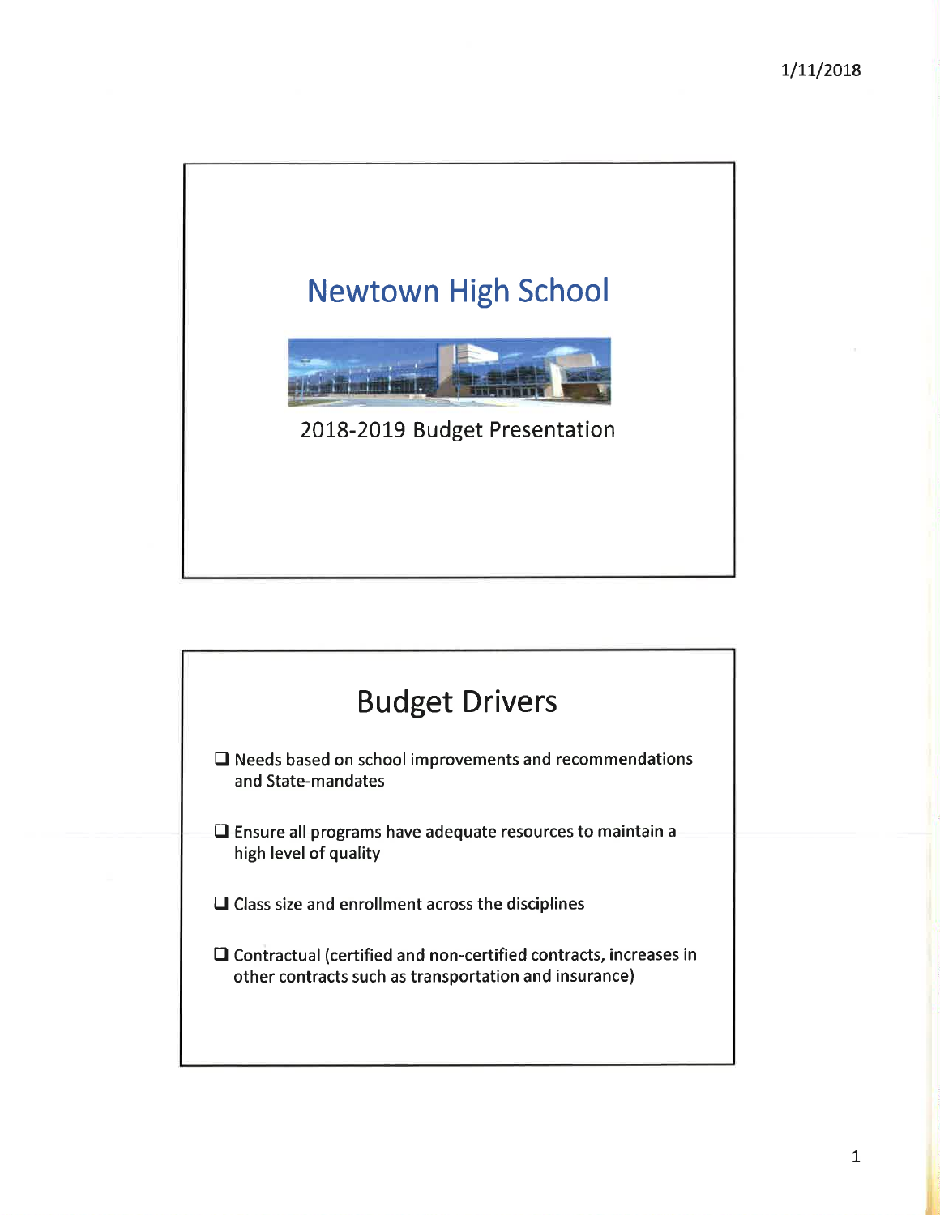# Newtown High School

2018-2019 Budget Presentation

## Budget Drivers

- Needs based on school improvements and recommendations and State-mandates
- Ensure all programs have adequate resources to maintain a high level of quality
- Class size and enrollment across the disciplines
- Contractual (certified and non-certified contracts, increases in other contracts such as transportation and insurance)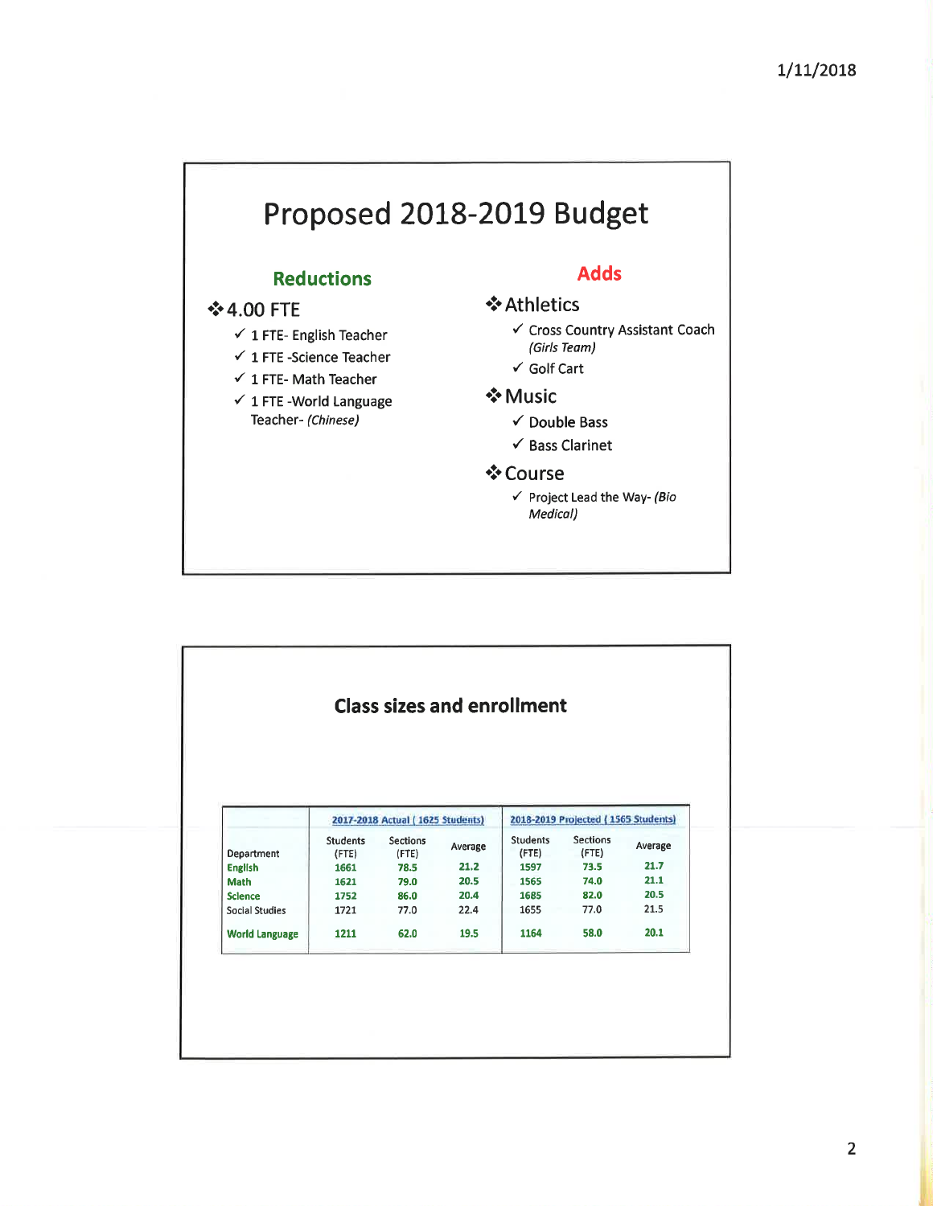# Proposed 2018-2019 Budget

## Reductions

- 4.00 FTE
  - ✓ 1 FTE- English Teacher
  - ✓ 1 FTE -Science Teacher
  - ✓ 1 FTE- Math Teacher
  - ✓ 1 FTE -World Language Teacher- *(Chinese)*

## Adds

- Athletics
  - ✓ Cross Country Assistant Coach *(Girls Team)*
  - ✓ Golf Cart
- Music
  - ✓ Double Bass
  - ✓ Bass Clarinet
- Course
  - ✓ Project Lead the Way- *(Bio Medical)*

## Class sizes and enrollment

| | 2017-2018 Actual ( 1625 Students) | | | 2018-2019 Projected ( 1565 Students) | | |
|---|---|---|---|---|---|---|
| Department | Students (FTE) | Sections (FTE) | Average | Students (FTE) | Sections (FTE) | Average |
| English | 1661 | 78.5 | 21.2 | 1597 | 73.5 | 21.7 |
| Math | 1621 | 79.0 | 20.5 | 1565 | 74.0 | 21.1 |
| Science | 1752 | 86.0 | 20.4 | 1685 | 82.0 | 20.5 |
| Social Studies | 1721 | 77.0 | 22.4 | 1655 | 77.0 | 21.5 |
| World Language | 1211 | 62.0 | 19.5 | 1164 | 58.0 | 20.1 |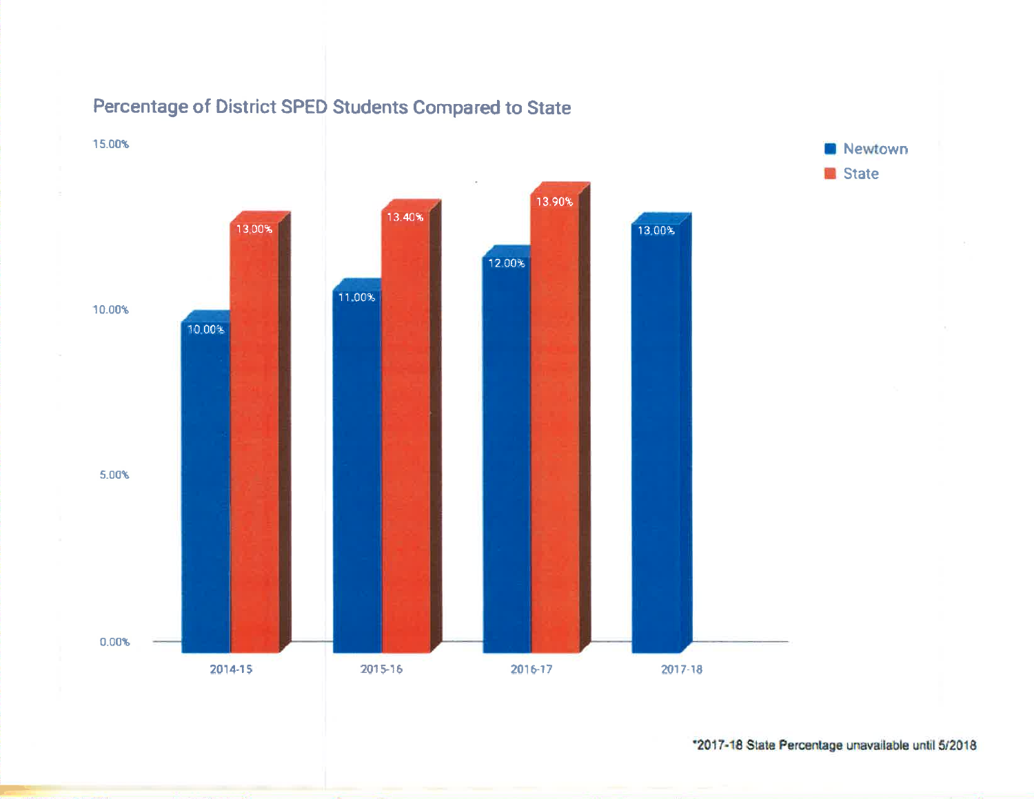## Percentage of District SPED Students Compared to State

| Year | Newtown | State |
| --- | --- | --- |
| 2014-15 | 10.00% | 13.00% |
| 2015-16 | 11.00% | 13.40% |
| 2016-17 | 12.00% | 13.90% |
| 2017-18 | 13.00% | |

*2017-18 State Percentage unavailable until 5/2018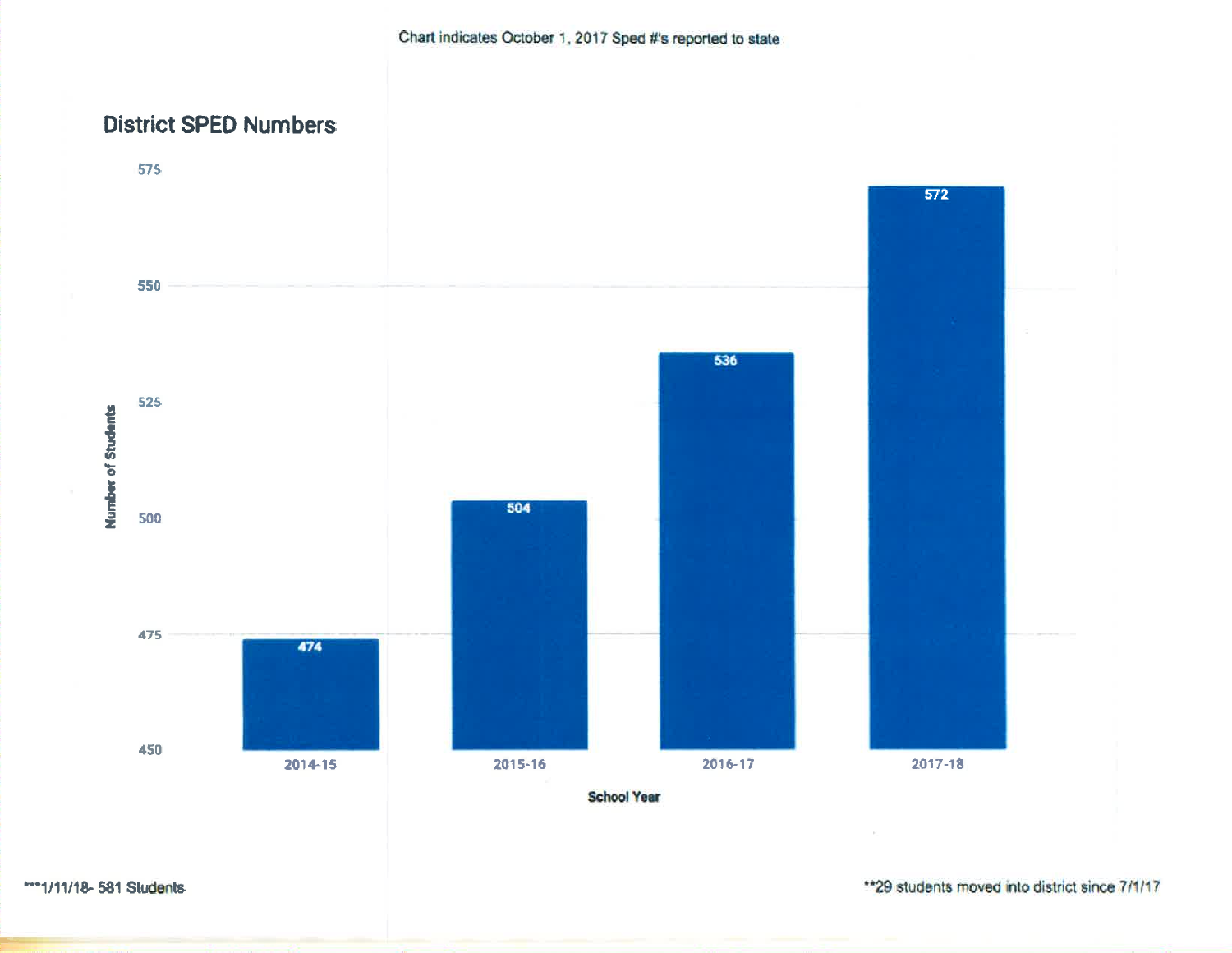Chart indicates October 1, 2017 Sped #'s reported to state

## District SPED Numbers

| School Year | Number of Students |
| --- | --- |
| 2014-15 | 474 |
| 2015-16 | 504 |
| 2016-17 | 536 |
| 2017-18 | 572 |

***1/11/18- 581 Students

**29 students moved into district since 7/1/17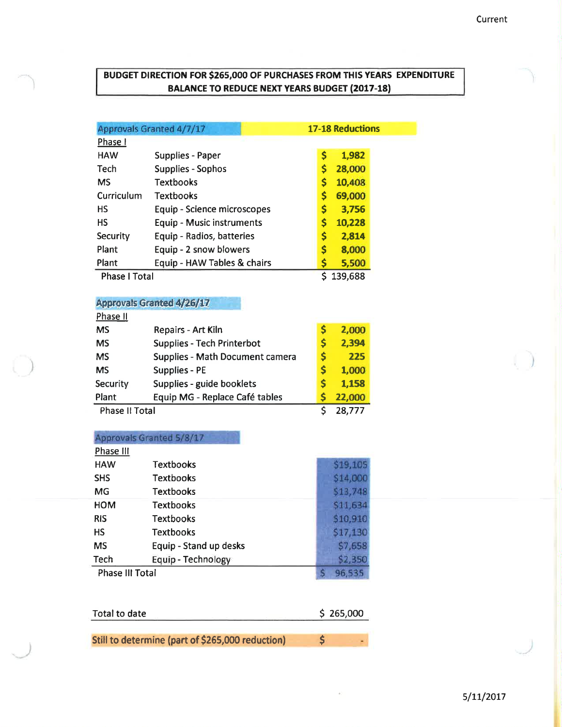Current

**BUDGET DIRECTION FOR $265,000 OF PURCHASES FROM THIS YEARS EXPENDITURE BALANCE TO REDUCE NEXT YEARS BUDGET (2017-18)**

| Approvals Granted 4/7/17 | | 17-18 Reductions |
|---|---|---|
| Phase I | | |
| HAW | Supplies - Paper | $ 1,982 |
| Tech | Supplies - Sophos | $ 28,000 |
| MS | Textbooks | $ 10,408 |
| Curriculum | Textbooks | $ 69,000 |
| HS | Equip - Science microscopes | $ 3,756 |
| HS | Equip - Music instruments | $ 10,228 |
| Security | Equip - Radios, batteries | $ 2,814 |
| Plant | Equip - 2 snow blowers | $ 8,000 |
| Plant | Equip - HAW Tables & chairs | $ 5,500 |
| Phase I Total | | $ 139,688 |

| Approvals Granted 4/26/17 | | |
|---|---|---|
| Phase II | | |
| MS | Repairs - Art Kiln | $ 2,000 |
| MS | Supplies - Tech Printerbot | $ 2,394 |
| MS | Supplies - Math Document camera | $ 225 |
| MS | Supplies - PE | $ 1,000 |
| Security | Supplies - guide booklets | $ 1,158 |
| Plant | Equip MG - Replace Café tables | $ 22,000 |
| Phase II Total | | $ 28,777 |

| Approvals Granted 5/8/17 | | |
|---|---|---|
| Phase III | | |
| HAW | Textbooks | $19,105 |
| SHS | Textbooks | $14,000 |
| MG | Textbooks | $13,748 |
| HOM | Textbooks | $11,634 |
| RIS | Textbooks | $10,910 |
| HS | Textbooks | $17,130 |
| MS | Equip - Stand up desks | $7,658 |
| Tech | Equip - Technology | $2,350 |
| Phase III Total | | $ 96,535 |

| | |
|---|---|
| Total to date | $ 265,000 |
| Still to determine (part of $265,000 reduction) | $ - |

5/11/2017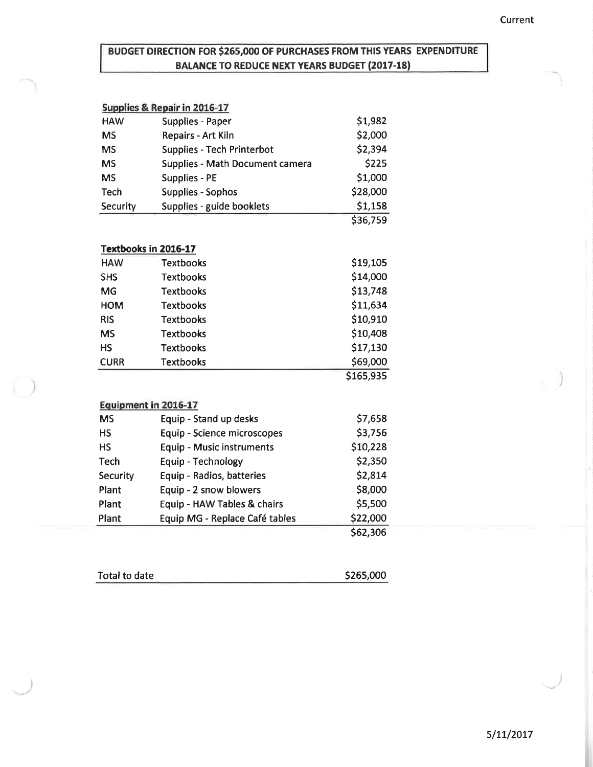Current

**BUDGET DIRECTION FOR $265,000 OF PURCHASES FROM THIS YEARS EXPENDITURE BALANCE TO REDUCE NEXT YEARS BUDGET (2017-18)**

**Supplies & Repair in 2016-17**

| | | |
|---|---|---|
| HAW | Supplies - Paper | $1,982 |
| MS | Repairs - Art Kiln | $2,000 |
| MS | Supplies - Tech Printerbot | $2,394 |
| MS | Supplies - Math Document camera | $225 |
| MS | Supplies - PE | $1,000 |
| Tech | Supplies - Sophos | $28,000 |
| Security | Supplies - guide booklets | $1,158 |
| | | $36,759 |

**Textbooks in 2016-17**

| | | |
|---|---|---|
| HAW | Textbooks | $19,105 |
| SHS | Textbooks | $14,000 |
| MG | Textbooks | $13,748 |
| HOM | Textbooks | $11,634 |
| RIS | Textbooks | $10,910 |
| MS | Textbooks | $10,408 |
| HS | Textbooks | $17,130 |
| CURR | Textbooks | $69,000 |
| | | $165,935 |

**Equipment in 2016-17**

| | | |
|---|---|---|
| MS | Equip - Stand up desks | $7,658 |
| HS | Equip - Science microscopes | $3,756 |
| HS | Equip - Music instruments | $10,228 |
| Tech | Equip - Technology | $2,350 |
| Security | Equip - Radios, batteries | $2,814 |
| Plant | Equip - 2 snow blowers | $8,000 |
| Plant | Equip - HAW Tables & chairs | $5,500 |
| Plant | Equip MG - Replace Café tables | $22,000 |
| | | $62,306 |

| | |
|---|---|
| Total to date | $265,000 |

5/11/2017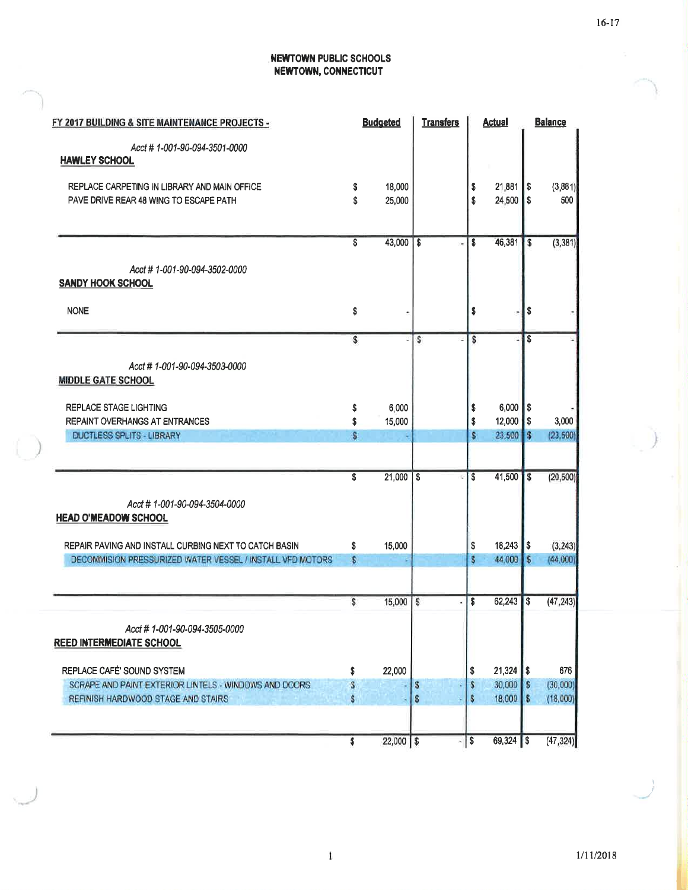# NEWTOWN PUBLIC SCHOOLS
## NEWTOWN, CONNECTICUT

| FY 2017 BUILDING & SITE MAINTENANCE PROJECTS - | Budgeted | Transfers | Actual | Balance |
|---|---|---|---|---|
| *Acct # 1-001-90-094-3501-0000* | | | | |
| **HAWLEY SCHOOL** | | | | |
| REPLACE CARPETING IN LIBRARY AND MAIN OFFICE | $ 18,000 | | $ 21,881 | $ (3,881) |
| PAVE DRIVE REAR 48 WING TO ESCAPE PATH | $ 25,000 | | $ 24,500 | $ 500 |
| | $ 43,000 | $ - | $ 46,381 | $ (3,381) |
| *Acct # 1-001-90-094-3502-0000* | | | | |
| **SANDY HOOK SCHOOL** | | | | |
| NONE | $ - | | $ - | $ - |
| | $ - | $ - | $ - | $ - |
| *Acct # 1-001-90-094-3503-0000* | | | | |
| **MIDDLE GATE SCHOOL** | | | | |
| REPLACE STAGE LIGHTING | $ 6,000 | | $ 6,000 | $ - |
| REPAINT OVERHANGS AT ENTRANCES | $ 15,000 | | $ 12,000 | $ 3,000 |
| DUCTLESS SPLITS - LIBRARY | $ - | | $ 23,500 | $ (23,500) |
| | $ 21,000 | $ - | $ 41,500 | $ (20,500) |
| *Acct # 1-001-90-094-3504-0000* | | | | |
| **HEAD O'MEADOW SCHOOL** | | | | |
| REPAIR PAVING AND INSTALL CURBING NEXT TO CATCH BASIN | $ 15,000 | | $ 18,243 | $ (3,243) |
| DECOMMISION PRESSURIZED WATER VESSEL / INSTALL VFD MOTORS | $ - | | $ 44,000 | $ (44,000) |
| | $ 15,000 | $ - | $ 62,243 | $ (47,243) |
| *Acct # 1-001-90-094-3505-0000* | | | | |
| **REED INTERMEDIATE SCHOOL** | | | | |
| REPLACE CAFÉ' SOUND SYSTEM | $ 22,000 | | $ 21,324 | $ 676 |
| SCRAPE AND PAINT EXTERIOR LINTELS - WINDOWS AND DOORS | $ - | $ - | $ 30,000 | $ (30,000) |
| REFINISH HARDWOOD STAGE AND STAIRS | $ - | $ - | $ 18,000 | $ (18,000) |
| | $ 22,000 | $ - | $ 69,324 | $ (47,324) |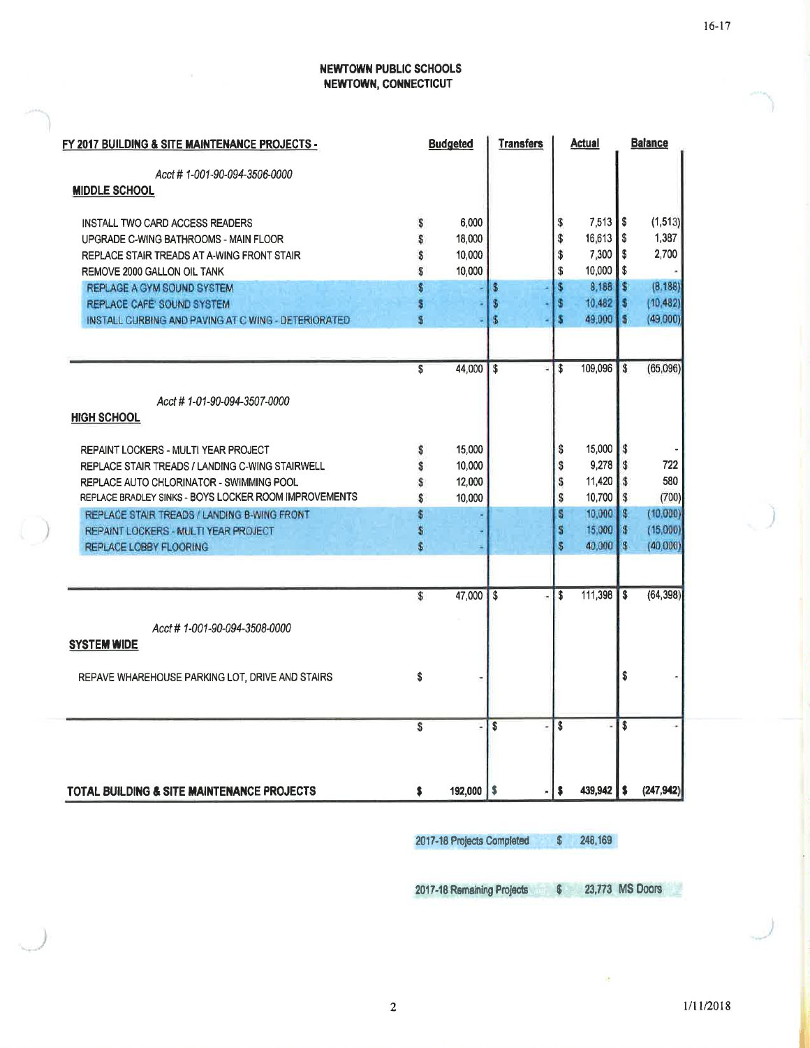# NEWTOWN PUBLIC SCHOOLS
## NEWTOWN, CONNECTICUT

| FY 2017 BUILDING & SITE MAINTENANCE PROJECTS - | Budgeted | Transfers | Actual | Balance |
|---|---|---|---|---|
| *Acct # 1-001-90-094-3506-0000* | | | | |
| **MIDDLE SCHOOL** | | | | |
| INSTALL TWO CARD ACCESS READERS | $ 6,000 | | $ 7,513 | $ (1,513) |
| UPGRADE C-WING BATHROOMS - MAIN FLOOR | $ 18,000 | | $ 16,613 | $ 1,387 |
| REPLACE STAIR TREADS AT A-WING FRONT STAIR | $ 10,000 | | $ 7,300 | $ 2,700 |
| REMOVE 2000 GALLON OIL TANK | $ 10,000 | | $ 10,000 | $ - |
| REPLACE A GYM SOUND SYSTEM | $ - | $ - | $ 8,188 | $ (8,188) |
| REPLACE CAFE SOUND SYSTEM | $ - | $ - | $ 10,482 | $ (10,482) |
| INSTALL CURBING AND PAVING AT C WING - DETERIORATED | $ - | $ - | $ 49,000 | $ (49,000) |
| | $ 44,000 | $ - | $ 109,096 | $ (65,096) |
| *Acct # 1-01-90-094-3507-0000* | | | | |
| **HIGH SCHOOL** | | | | |
| REPAINT LOCKERS - MULTI YEAR PROJECT | $ 15,000 | | $ 15,000 | $ - |
| REPLACE STAIR TREADS / LANDING C-WING STAIRWELL | $ 10,000 | | $ 9,278 | $ 722 |
| REPLACE AUTO CHLORINATOR - SWIMMING POOL | $ 12,000 | | $ 11,420 | $ 580 |
| REPLACE BRADLEY SINKS - BOYS LOCKER ROOM IMPROVEMENTS | $ 10,000 | | $ 10,700 | $ (700) |
| REPLACE STAIR TREADS / LANDING B-WING FRONT | $ - | | $ 10,000 | $ (10,000) |
| REPAINT LOCKERS - MULTI YEAR PROJECT | $ - | | $ 15,000 | $ (15,000) |
| REPLACE LOBBY FLOORING | $ - | | $ 40,000 | $ (40,000) |
| | $ 47,000 | $ - | $ 111,398 | $ (64,398) |
| *Acct # 1-001-90-094-3508-0000* | | | | |
| **SYSTEM WIDE** | | | | |
| REPAVE WHAREHOUSE PARKING LOT, DRIVE AND STAIRS | $ - | | | $ - |
| | $ - | $ - | $ - | $ - |
| **TOTAL BUILDING & SITE MAINTENANCE PROJECTS** | **$ 192,000** | **$ -** | **$ 439,942** | **$ (247,942)** |

| | |
|---|---|
| 2017-18 Projects Completed | $ 248,169 |
| 2017-18 Remaining Projects | $ 23,773 MS Doors |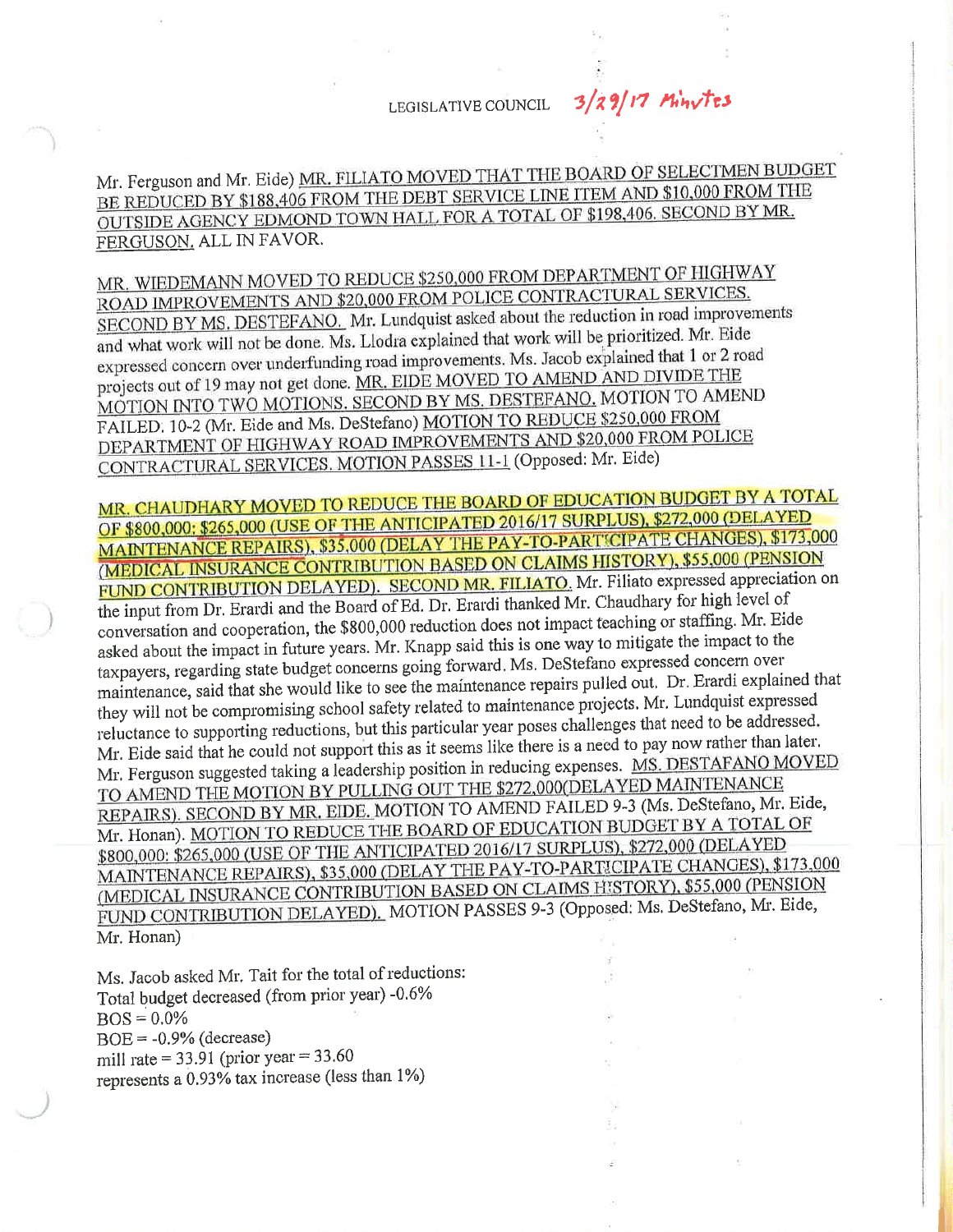LEGISLATIVE COUNCIL 3/29/17 Minutes

Mr. Ferguson and Mr. Eide) MR. FILIATO MOVED THAT THE BOARD OF SELECTMEN BUDGET BE REDUCED BY $188,406 FROM THE DEBT SERVICE LINE ITEM AND $10,000 FROM THE OUTSIDE AGENCY EDMOND TOWN HALL FOR A TOTAL OF $198,406. SECOND BY MR. FERGUSON. ALL IN FAVOR.

MR. WIEDEMANN MOVED TO REDUCE $250,000 FROM DEPARTMENT OF HIGHWAY ROAD IMPROVEMENTS AND $20,000 FROM POLICE CONTRACTURAL SERVICES. SECOND BY MS. DESTEFANO. Mr. Lundquist asked about the reduction in road improvements and what work will not be done. Ms. Llodra explained that work will be prioritized. Mr. Eide expressed concern over underfunding road improvements. Ms. Jacob explained that 1 or 2 road projects out of 19 may not get done. MR. EIDE MOVED TO AMEND AND DIVIDE THE MOTION INTO TWO MOTIONS. SECOND BY MS. DESTEFANO. MOTION TO AMEND FAILED. 10-2 (Mr. Eide and Ms. DeStefano) MOTION TO REDUCE $250,000 FROM DEPARTMENT OF HIGHWAY ROAD IMPROVEMENTS AND $20,000 FROM POLICE CONTRACTURAL SERVICES. MOTION PASSES 11-1 (Opposed: Mr. Eide)

MR. CHAUDHARY MOVED TO REDUCE THE BOARD OF EDUCATION BUDGET BY A TOTAL OF $800,000: $265,000 (USE OF THE ANTICIPATED 2016/17 SURPLUS), $272,000 (DELAYED MAINTENANCE REPAIRS), $35,000 (DELAY THE PAY-TO-PARTICIPATE CHANGES), $173,000 (MEDICAL INSURANCE CONTRIBUTION BASED ON CLAIMS HISTORY), $55,000 (PENSION FUND CONTRIBUTION DELAYED). SECOND MR. FILIATO. Mr. Filiato expressed appreciation on the input from Dr. Erardi and the Board of Ed. Dr. Erardi thanked Mr. Chaudhary for high level of conversation and cooperation, the $800,000 reduction does not impact teaching or staffing. Mr. Eide asked about the impact in future years. Mr. Knapp said this is one way to mitigate the impact to the taxpayers, regarding state budget concerns going forward. Ms. DeStefano expressed concern over maintenance, said that she would like to see the maintenance repairs pulled out. Dr. Erardi explained that they will not be compromising school safety related to maintenance projects. Mr. Lundquist expressed reluctance to supporting reductions, but this particular year poses challenges that need to be addressed. Mr. Eide said that he could not support this as it seems like there is a need to pay now rather than later. Mr. Ferguson suggested taking a leadership position in reducing expenses. MS. DESTAFANO MOVED TO AMEND THE MOTION BY PULLING OUT THE $272,000(DELAYED MAINTENANCE REPAIRS). SECOND BY MR. EIDE. MOTION TO AMEND FAILED 9-3 (Ms. DeStefano, Mr. Eide, Mr. Honan). MOTION TO REDUCE THE BOARD OF EDUCATION BUDGET BY A TOTAL OF $800,000: $265,000 (USE OF THE ANTICIPATED 2016/17 SURPLUS), $272,000 (DELAYED MAINTENANCE REPAIRS), $35,000 (DELAY THE PAY-TO-PARTICIPATE CHANGES), $173,000 (MEDICAL INSURANCE CONTRIBUTION BASED ON CLAIMS HISTORY), $55,000 (PENSION FUND CONTRIBUTION DELAYED). MOTION PASSES 9-3 (Opposed: Ms. DeStefano, Mr. Eide, Mr. Honan)

Ms. Jacob asked Mr. Tait for the total of reductions:
Total budget decreased (from prior year) -0.6%
BOS = 0.0%
BOE = -0.9% (decrease)
mill rate = 33.91 (prior year = 33.60
represents a 0.93% tax increase (less than 1%)